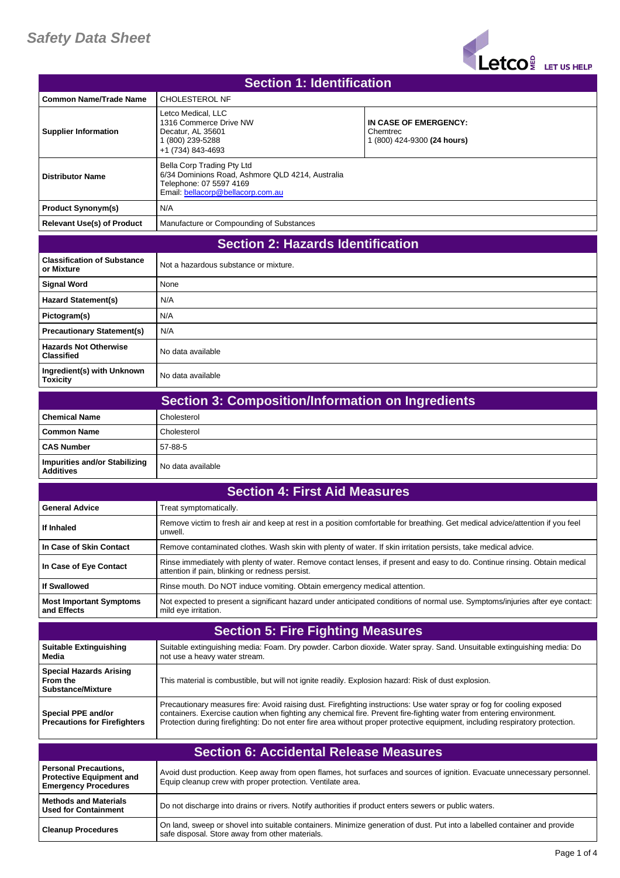# Safety Data Sheet

## Section 1: Identification

| Common Name/Trade Name | CHOLESTEROL NF | |
|---|---|---|
| Supplier Information | Letco Medical, LLC<br>1316 Commerce Drive NW<br>Decatur, AL 35601<br>1 (800) 239-5288<br>+1 (734) 843-4693 | **IN CASE OF EMERGENCY:**<br>Chemtrec<br>1 (800) 424-9300 **(24 hours)** |
| Distributor Name | Bella Corp Trading Pty Ltd<br>6/34 Dominions Road, Ashmore QLD 4214, Australia<br>Telephone: 07 5597 4169<br>Email: bellacorp@bellacorp.com.au | |
| Product Synonym(s) | N/A | |
| Relevant Use(s) of Product | Manufacture or Compounding of Substances | |

## Section 2: Hazards Identification

| Classification of Substance or Mixture | Not a hazardous substance or mixture. |
|---|---|
| Signal Word | None |
| Hazard Statement(s) | N/A |
| Pictogram(s) | N/A |
| Precautionary Statement(s) | N/A |
| Hazards Not Otherwise Classified | No data available |
| Ingredient(s) with Unknown Toxicity | No data available |

## Section 3: Composition/Information on Ingredients

| Chemical Name | Cholesterol |
|---|---|
| Common Name | Cholesterol |
| CAS Number | 57-88-5 |
| Impurities and/or Stabilizing Additives | No data available |

## Section 4: First Aid Measures

| General Advice | Treat symptomatically. |
|---|---|
| If Inhaled | Remove victim to fresh air and keep at rest in a position comfortable for breathing. Get medical advice/attention if you feel unwell. |
| In Case of Skin Contact | Remove contaminated clothes. Wash skin with plenty of water. If skin irritation persists, take medical advice. |
| In Case of Eye Contact | Rinse immediately with plenty of water. Remove contact lenses, if present and easy to do. Continue rinsing. Obtain medical attention if pain, blinking or redness persist. |
| If Swallowed | Rinse mouth. Do NOT induce vomiting. Obtain emergency medical attention. |
| Most Important Symptoms and Effects | Not expected to present a significant hazard under anticipated conditions of normal use. Symptoms/injuries after eye contact: mild eye irritation. |

## Section 5: Fire Fighting Measures

| Suitable Extinguishing Media | Suitable extinguishing media: Foam. Dry powder. Carbon dioxide. Water spray. Sand. Unsuitable extinguishing media: Do not use a heavy water stream. |
|---|---|
| Special Hazards Arising From the Substance/Mixture | This material is combustible, but will not ignite readily. Explosion hazard: Risk of dust explosion. |
| Special PPE and/or Precautions for Firefighters | Precautionary measures fire: Avoid raising dust. Firefighting instructions: Use water spray or fog for cooling exposed containers. Exercise caution when fighting any chemical fire. Prevent fire-fighting water from entering environment. Protection during firefighting: Do not enter fire area without proper protective equipment, including respiratory protection. |

## Section 6: Accidental Release Measures

| Personal Precautions, Protective Equipment and Emergency Procedures | Avoid dust production. Keep away from open flames, hot surfaces and sources of ignition. Evacuate unnecessary personnel. Equip cleanup crew with proper protection. Ventilate area. |
|---|---|
| Methods and Materials Used for Containment | Do not discharge into drains or rivers. Notify authorities if product enters sewers or public waters. |
| Cleanup Procedures | On land, sweep or shovel into suitable containers. Minimize generation of dust. Put into a labelled container and provide safe disposal. Store away from other materials. |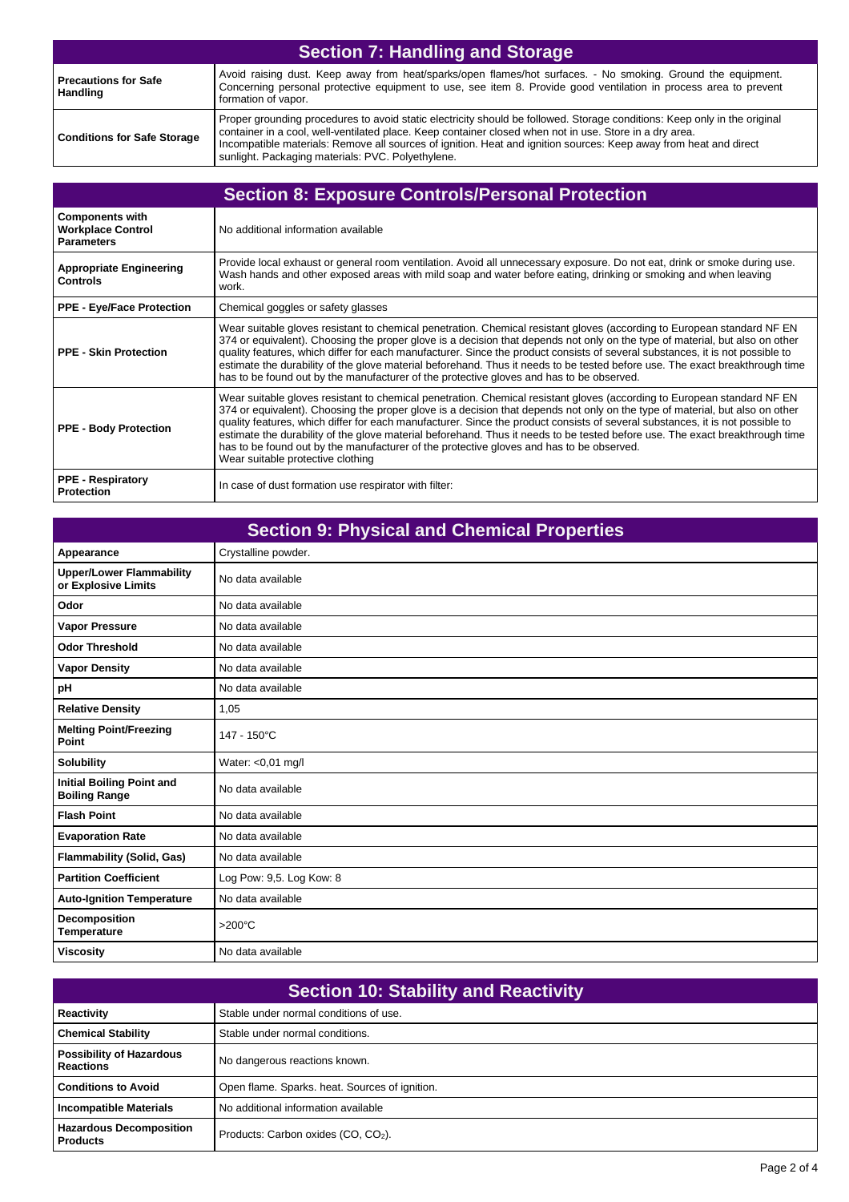## Section 7: Handling and Storage

| | |
|---|---|
| **Precautions for Safe Handling** | Avoid raising dust. Keep away from heat/sparks/open flames/hot surfaces. - No smoking. Ground the equipment. Concerning personal protective equipment to use, see item 8. Provide good ventilation in process area to prevent formation of vapor. |
| **Conditions for Safe Storage** | Proper grounding procedures to avoid static electricity should be followed. Storage conditions: Keep only in the original container in a cool, well-ventilated place. Keep container closed when not in use. Store in a dry area. Incompatible materials: Remove all sources of ignition. Heat and ignition sources: Keep away from heat and direct sunlight. Packaging materials: PVC. Polyethylene. |

## Section 8: Exposure Controls/Personal Protection

| | |
|---|---|
| **Components with Workplace Control Parameters** | No additional information available |
| **Appropriate Engineering Controls** | Provide local exhaust or general room ventilation. Avoid all unnecessary exposure. Do not eat, drink or smoke during use. Wash hands and other exposed areas with mild soap and water before eating, drinking or smoking and when leaving work. |
| **PPE - Eye/Face Protection** | Chemical goggles or safety glasses |
| **PPE - Skin Protection** | Wear suitable gloves resistant to chemical penetration. Chemical resistant gloves (according to European standard NF EN 374 or equivalent). Choosing the proper glove is a decision that depends not only on the type of material, but also on other quality features, which differ for each manufacturer. Since the product consists of several substances, it is not possible to estimate the durability of the glove material beforehand. Thus it needs to be tested before use. The exact breakthrough time has to be found out by the manufacturer of the protective gloves and has to be observed. |
| **PPE - Body Protection** | Wear suitable gloves resistant to chemical penetration. Chemical resistant gloves (according to European standard NF EN 374 or equivalent). Choosing the proper glove is a decision that depends not only on the type of material, but also on other quality features, which differ for each manufacturer. Since the product consists of several substances, it is not possible to estimate the durability of the glove material beforehand. Thus it needs to be tested before use. The exact breakthrough time has to be found out by the manufacturer of the protective gloves and has to be observed. Wear suitable protective clothing |
| **PPE - Respiratory Protection** | In case of dust formation use respirator with filter: |

## Section 9: Physical and Chemical Properties

| | |
|---|---|
| **Appearance** | Crystalline powder. |
| **Upper/Lower Flammability or Explosive Limits** | No data available |
| **Odor** | No data available |
| **Vapor Pressure** | No data available |
| **Odor Threshold** | No data available |
| **Vapor Density** | No data available |
| **pH** | No data available |
| **Relative Density** | 1,05 |
| **Melting Point/Freezing Point** | 147 - 150°C |
| **Solubility** | Water: <0,01 mg/l |
| **Initial Boiling Point and Boiling Range** | No data available |
| **Flash Point** | No data available |
| **Evaporation Rate** | No data available |
| **Flammability (Solid, Gas)** | No data available |
| **Partition Coefficient** | Log Pow: 9,5. Log Kow: 8 |
| **Auto-Ignition Temperature** | No data available |
| **Decomposition Temperature** | >200°C |
| **Viscosity** | No data available |

## Section 10: Stability and Reactivity

| | |
|---|---|
| **Reactivity** | Stable under normal conditions of use. |
| **Chemical Stability** | Stable under normal conditions. |
| **Possibility of Hazardous Reactions** | No dangerous reactions known. |
| **Conditions to Avoid** | Open flame. Sparks. heat. Sources of ignition. |
| **Incompatible Materials** | No additional information available |
| **Hazardous Decomposition Products** | Products: Carbon oxides (CO, $CO_2$). |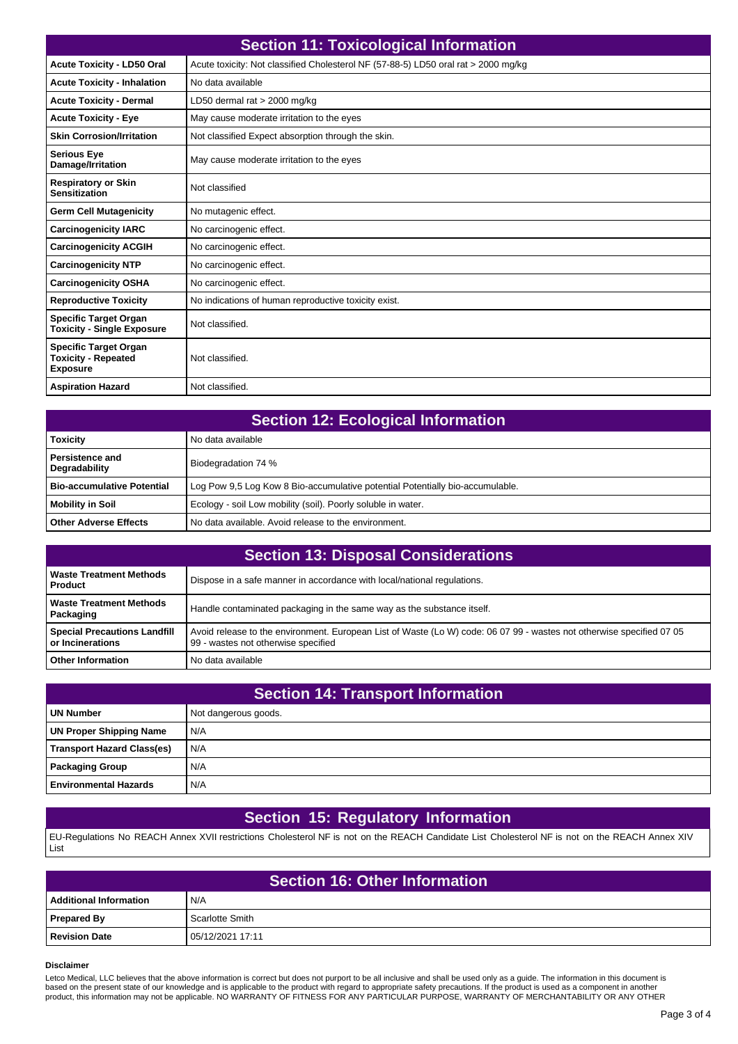## Section 11: Toxicological Information

| | |
|---|---|
| **Acute Toxicity - LD50 Oral** | Acute toxicity: Not classified Cholesterol NF (57-88-5) LD50 oral rat > 2000 mg/kg |
| **Acute Toxicity - Inhalation** | No data available |
| **Acute Toxicity - Dermal** | LD50 dermal rat > 2000 mg/kg |
| **Acute Toxicity - Eye** | May cause moderate irritation to the eyes |
| **Skin Corrosion/Irritation** | Not classified Expect absorption through the skin. |
| **Serious Eye Damage/Irritation** | May cause moderate irritation to the eyes |
| **Respiratory or Skin Sensitization** | Not classified |
| **Germ Cell Mutagenicity** | No mutagenic effect. |
| **Carcinogenicity IARC** | No carcinogenic effect. |
| **Carcinogenicity ACGIH** | No carcinogenic effect. |
| **Carcinogenicity NTP** | No carcinogenic effect. |
| **Carcinogenicity OSHA** | No carcinogenic effect. |
| **Reproductive Toxicity** | No indications of human reproductive toxicity exist. |
| **Specific Target Organ Toxicity - Single Exposure** | Not classified. |
| **Specific Target Organ Toxicity - Repeated Exposure** | Not classified. |
| **Aspiration Hazard** | Not classified. |

## Section 12: Ecological Information

| | |
|---|---|
| **Toxicity** | No data available |
| **Persistence and Degradability** | Biodegradation 74 % |
| **Bio-accumulative Potential** | Log Pow 9,5 Log Kow 8 Bio-accumulative potential Potentially bio-accumulable. |
| **Mobility in Soil** | Ecology - soil Low mobility (soil). Poorly soluble in water. |
| **Other Adverse Effects** | No data available. Avoid release to the environment. |

## Section 13: Disposal Considerations

| | |
|---|---|
| **Waste Treatment Methods Product** | Dispose in a safe manner in accordance with local/national regulations. |
| **Waste Treatment Methods Packaging** | Handle contaminated packaging in the same way as the substance itself. |
| **Special Precautions Landfill or Incinerations** | Avoid release to the environment. European List of Waste (Lo W) code: 06 07 99 - wastes not otherwise specified 07 05 99 - wastes not otherwise specified |
| **Other Information** | No data available |

## Section 14: Transport Information

| | |
|---|---|
| **UN Number** | Not dangerous goods. |
| **UN Proper Shipping Name** | N/A |
| **Transport Hazard Class(es)** | N/A |
| **Packaging Group** | N/A |
| **Environmental Hazards** | N/A |

## Section 15: Regulatory Information

EU-Regulations No REACH Annex XVII restrictions Cholesterol NF is not on the REACH Candidate List Cholesterol NF is not on the REACH Annex XIV List

## Section 16: Other Information

| | |
|---|---|
| **Additional Information** | N/A |
| **Prepared By** | Scarlotte Smith |
| **Revision Date** | 05/12/2021 17:11 |

**Disclaimer**

Letco Medical, LLC believes that the above information is correct but does not purport to be all inclusive and shall be used only as a guide. The information in this document is based on the present state of our knowledge and is applicable to the product with regard to appropriate safety precautions. If the product is used as a component in another product, this information may not be applicable. NO WARRANTY OF FITNESS FOR ANY PARTICULAR PURPOSE, WARRANTY OF MERCHANTABILITY OR ANY OTHER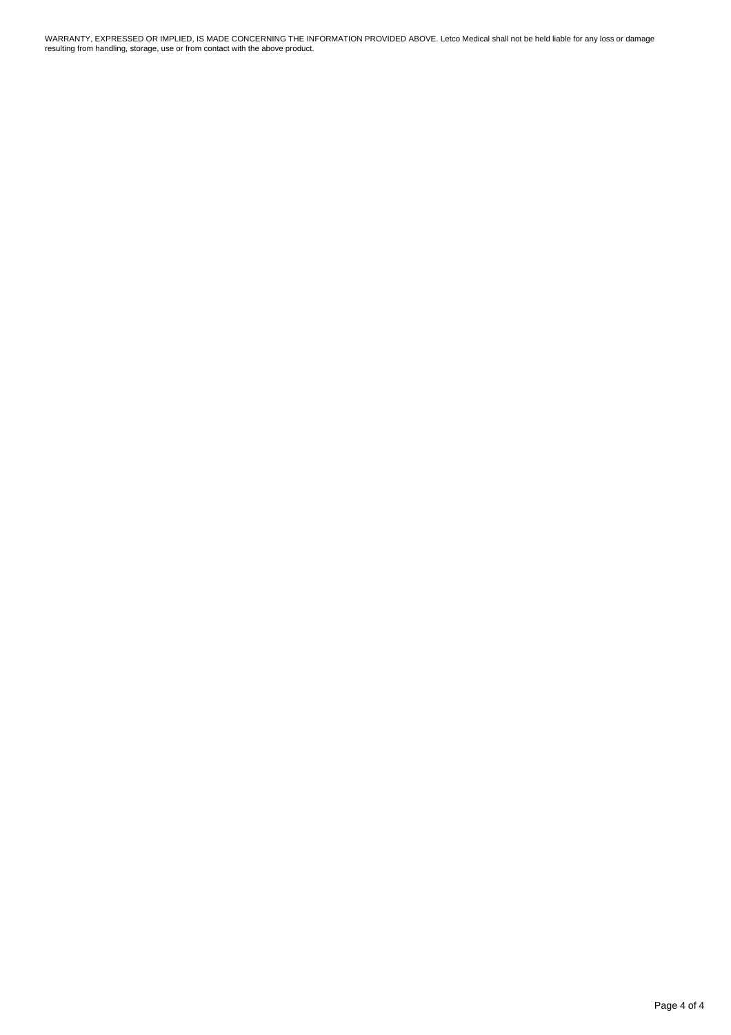WARRANTY, EXPRESSED OR IMPLIED, IS MADE CONCERNING THE INFORMATION PROVIDED ABOVE. Letco Medical shall not be held liable for any loss or damage resulting from handling, storage, use or from contact with the above product.